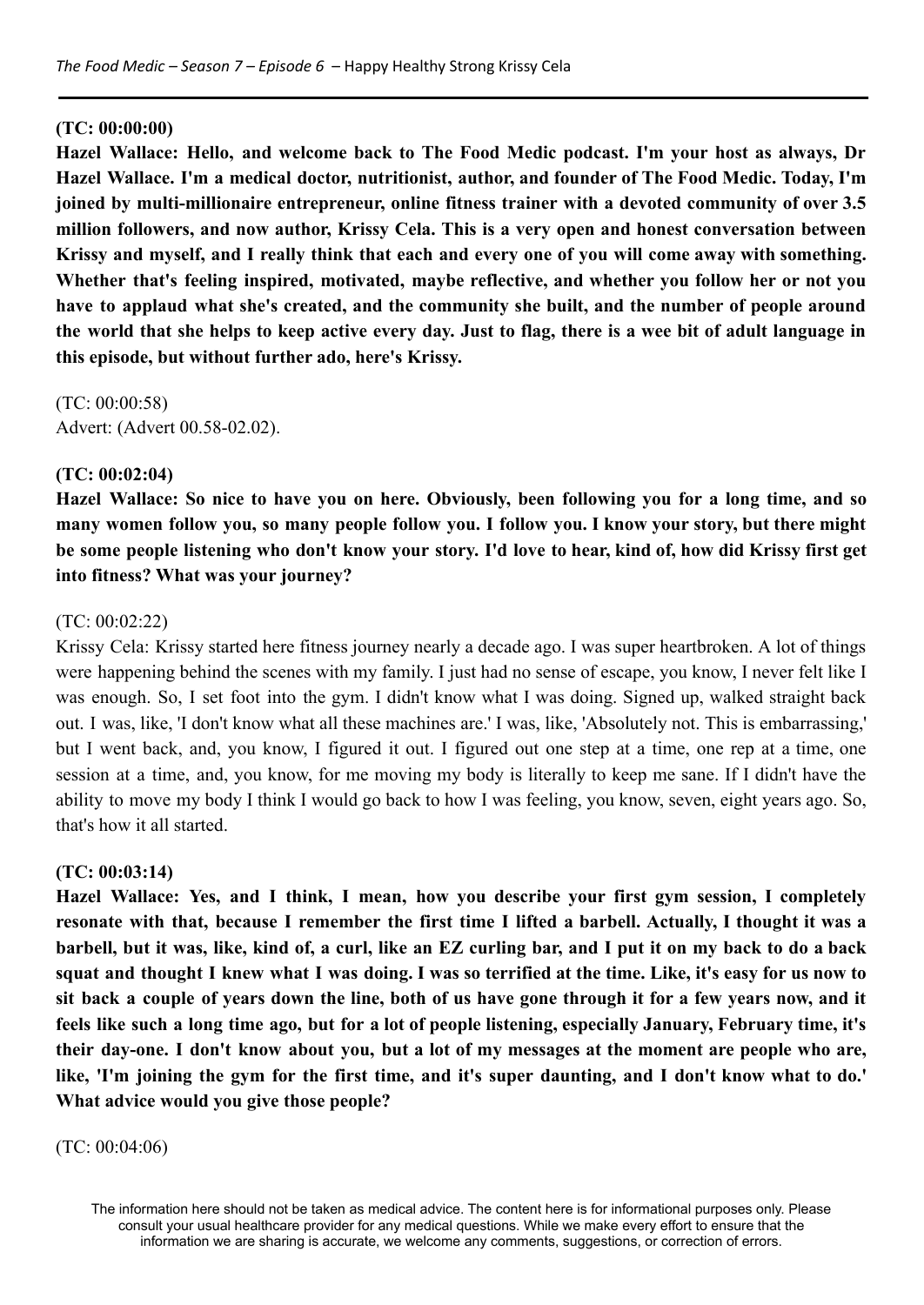**(TC: 00:00:00)**

**Hazel Wallace: Hello, and welcome back to The Food Medic podcast. I'm your host as always, Dr Hazel Wallace. I'm a medical doctor, nutritionist, author, and founder of The Food Medic. Today, I'm joined by multi-millionaire entrepreneur, online fitness trainer with a devoted community of over 3.5 million followers, and now author, Krissy Cela. This is a very open and honest conversation between Krissy and myself, and I really think that each and every one of you will come away with something. Whether that's feeling inspired, motivated, maybe reflective, and whether you follow her or not you have to applaud what she's created, and the community she built, and the number of people around the world that she helps to keep active every day. Just to flag, there is a wee bit of adult language in this episode, but without further ado, here's Krissy.**

(TC: 00:00:58)
Advert: (Advert 00.58-02.02).

**(TC: 00:02:04)**

**Hazel Wallace: So nice to have you on here. Obviously, been following you for a long time, and so many women follow you, so many people follow you. I follow you. I know your story, but there might be some people listening who don't know your story. I'd love to hear, kind of, how did Krissy first get into fitness? What was your journey?**

(TC: 00:02:22)

Krissy Cela: Krissy started here fitness journey nearly a decade ago. I was super heartbroken. A lot of things were happening behind the scenes with my family. I just had no sense of escape, you know, I never felt like I was enough. So, I set foot into the gym. I didn't know what I was doing. Signed up, walked straight back out. I was, like, 'I don't know what all these machines are.' I was, like, 'Absolutely not. This is embarrassing,' but I went back, and, you know, I figured it out. I figured out one step at a time, one rep at a time, one session at a time, and, you know, for me moving my body is literally to keep me sane. If I didn't have the ability to move my body I think I would go back to how I was feeling, you know, seven, eight years ago. So, that's how it all started.

**(TC: 00:03:14)**

**Hazel Wallace: Yes, and I think, I mean, how you describe your first gym session, I completely resonate with that, because I remember the first time I lifted a barbell. Actually, I thought it was a barbell, but it was, like, kind of, a curl, like an EZ curling bar, and I put it on my back to do a back squat and thought I knew what I was doing. I was so terrified at the time. Like, it's easy for us now to sit back a couple of years down the line, both of us have gone through it for a few years now, and it feels like such a long time ago, but for a lot of people listening, especially January, February time, it's their day-one. I don't know about you, but a lot of my messages at the moment are people who are, like, 'I'm joining the gym for the first time, and it's super daunting, and I don't know what to do.' What advice would you give those people?**

(TC: 00:04:06)

The information here should not be taken as medical advice. The content here is for informational purposes only. Please consult your usual healthcare provider for any medical questions. While we make every effort to ensure that the information we are sharing is accurate, we welcome any comments, suggestions, or correction of errors.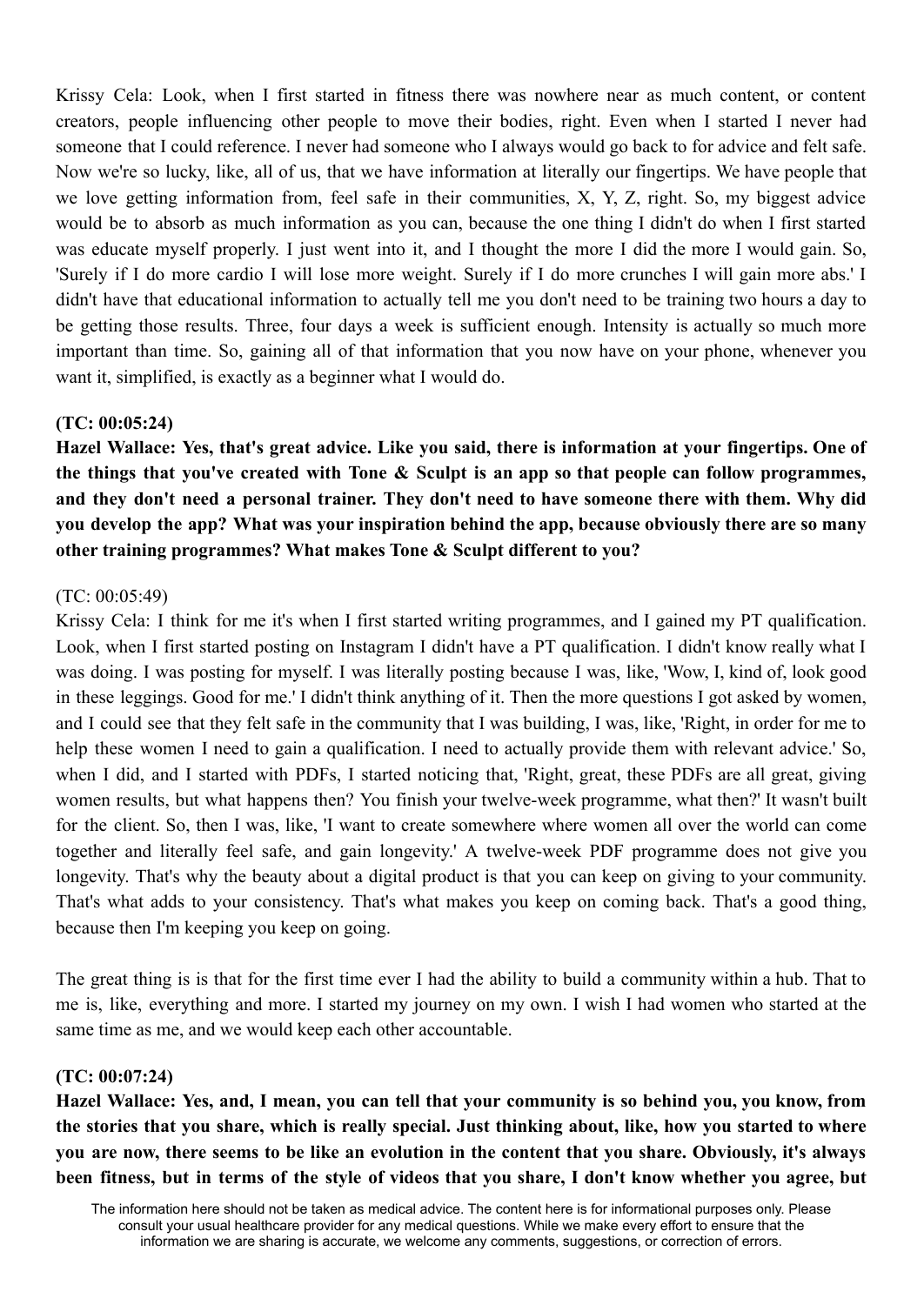Krissy Cela: Look, when I first started in fitness there was nowhere near as much content, or content creators, people influencing other people to move their bodies, right. Even when I started I never had someone that I could reference. I never had someone who I always would go back to for advice and felt safe. Now we're so lucky, like, all of us, that we have information at literally our fingertips. We have people that we love getting information from, feel safe in their communities, X, Y, Z, right. So, my biggest advice would be to absorb as much information as you can, because the one thing I didn't do when I first started was educate myself properly. I just went into it, and I thought the more I did the more I would gain. So, 'Surely if I do more cardio I will lose more weight. Surely if I do more crunches I will gain more abs.' I didn't have that educational information to actually tell me you don't need to be training two hours a day to be getting those results. Three, four days a week is sufficient enough. Intensity is actually so much more important than time. So, gaining all of that information that you now have on your phone, whenever you want it, simplified, is exactly as a beginner what I would do.

**(TC: 00:05:24)**

**Hazel Wallace: Yes, that's great advice. Like you said, there is information at your fingertips. One of the things that you've created with Tone & Sculpt is an app so that people can follow programmes, and they don't need a personal trainer. They don't need to have someone there with them. Why did you develop the app? What was your inspiration behind the app, because obviously there are so many other training programmes? What makes Tone & Sculpt different to you?**

(TC: 00:05:49)

Krissy Cela: I think for me it's when I first started writing programmes, and I gained my PT qualification. Look, when I first started posting on Instagram I didn't have a PT qualification. I didn't know really what I was doing. I was posting for myself. I was literally posting because I was, like, 'Wow, I, kind of, look good in these leggings. Good for me.' I didn't think anything of it. Then the more questions I got asked by women, and I could see that they felt safe in the community that I was building, I was, like, 'Right, in order for me to help these women I need to gain a qualification. I need to actually provide them with relevant advice.' So, when I did, and I started with PDFs, I started noticing that, 'Right, great, these PDFs are all great, giving women results, but what happens then? You finish your twelve-week programme, what then?' It wasn't built for the client. So, then I was, like, 'I want to create somewhere where women all over the world can come together and literally feel safe, and gain longevity.' A twelve-week PDF programme does not give you longevity. That's why the beauty about a digital product is that you can keep on giving to your community. That's what adds to your consistency. That's what makes you keep on coming back. That's a good thing, because then I'm keeping you keep on going.

The great thing is is that for the first time ever I had the ability to build a community within a hub. That to me is, like, everything and more. I started my journey on my own. I wish I had women who started at the same time as me, and we would keep each other accountable.

**(TC: 00:07:24)**

**Hazel Wallace: Yes, and, I mean, you can tell that your community is so behind you, you know, from the stories that you share, which is really special. Just thinking about, like, how you started to where you are now, there seems to be like an evolution in the content that you share. Obviously, it's always been fitness, but in terms of the style of videos that you share, I don't know whether you agree, but**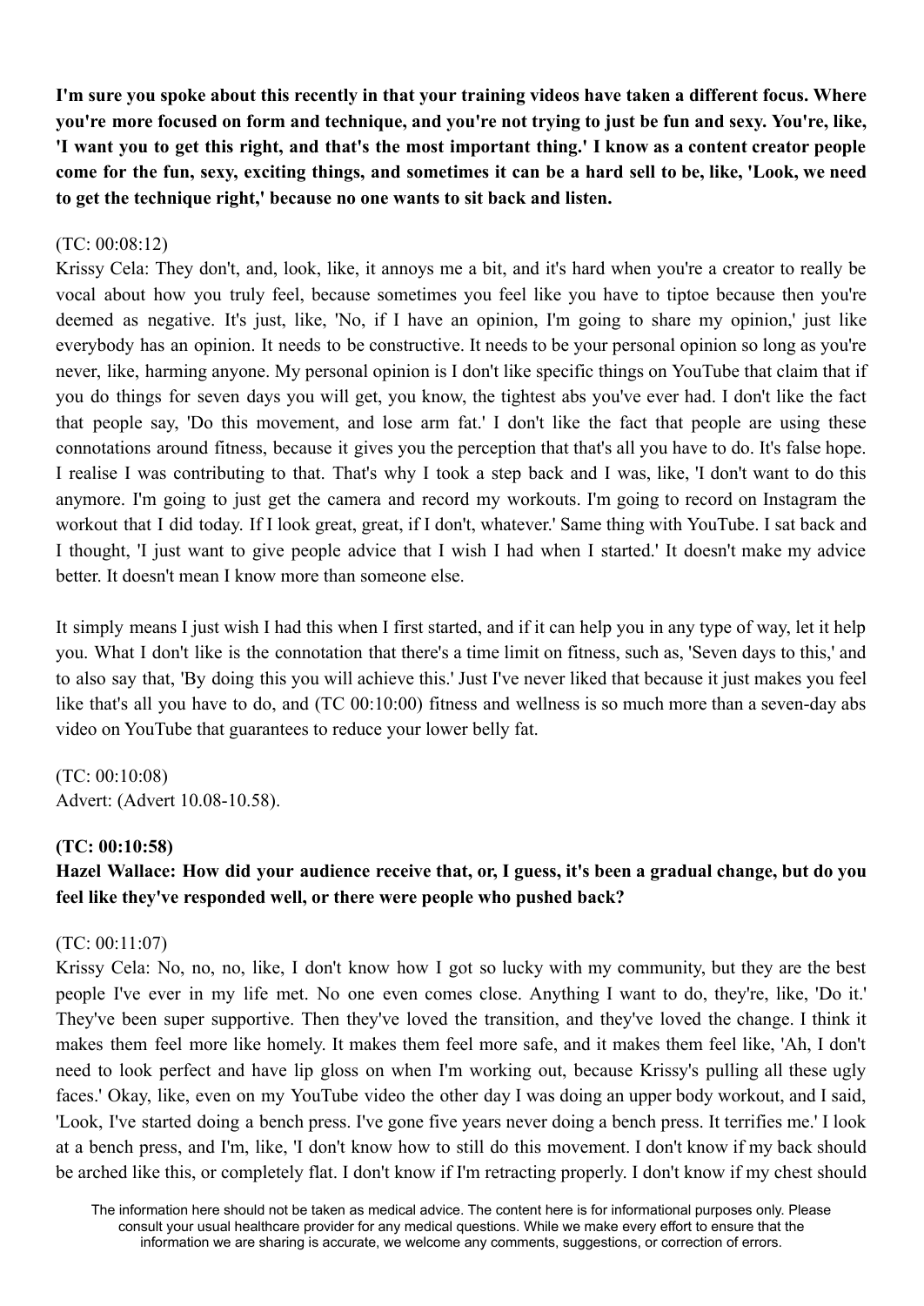**I'm sure you spoke about this recently in that your training videos have taken a different focus. Where you're more focused on form and technique, and you're not trying to just be fun and sexy. You're, like, 'I want you to get this right, and that's the most important thing.' I know as a content creator people come for the fun, sexy, exciting things, and sometimes it can be a hard sell to be, like, 'Look, we need to get the technique right,' because no one wants to sit back and listen.**

(TC: 00:08:12)
Krissy Cela: They don't, and, look, like, it annoys me a bit, and it's hard when you're a creator to really be vocal about how you truly feel, because sometimes you feel like you have to tiptoe because then you're deemed as negative. It's just, like, 'No, if I have an opinion, I'm going to share my opinion,' just like everybody has an opinion. It needs to be constructive. It needs to be your personal opinion so long as you're never, like, harming anyone. My personal opinion is I don't like specific things on YouTube that claim that if you do things for seven days you will get, you know, the tightest abs you've ever had. I don't like the fact that people say, 'Do this movement, and lose arm fat.' I don't like the fact that people are using these connotations around fitness, because it gives you the perception that that's all you have to do. It's false hope. I realise I was contributing to that. That's why I took a step back and I was, like, 'I don't want to do this anymore. I'm going to just get the camera and record my workouts. I'm going to record on Instagram the workout that I did today. If I look great, great, if I don't, whatever.' Same thing with YouTube. I sat back and I thought, 'I just want to give people advice that I wish I had when I started.' It doesn't make my advice better. It doesn't mean I know more than someone else.

It simply means I just wish I had this when I first started, and if it can help you in any type of way, let it help you. What I don't like is the connotation that there's a time limit on fitness, such as, 'Seven days to this,' and to also say that, 'By doing this you will achieve this.' Just I've never liked that because it just makes you feel like that's all you have to do, and (TC 00:10:00) fitness and wellness is so much more than a seven-day abs video on YouTube that guarantees to reduce your lower belly fat.

(TC: 00:10:08)
Advert: (Advert 10.08-10.58).

**(TC: 00:10:58)**
**Hazel Wallace: How did your audience receive that, or, I guess, it's been a gradual change, but do you feel like they've responded well, or there were people who pushed back?**

(TC: 00:11:07)
Krissy Cela: No, no, no, like, I don't know how I got so lucky with my community, but they are the best people I've ever in my life met. No one even comes close. Anything I want to do, they're, like, 'Do it.' They've been super supportive. Then they've loved the transition, and they've loved the change. I think it makes them feel more like homely. It makes them feel more safe, and it makes them feel like, 'Ah, I don't need to look perfect and have lip gloss on when I'm working out, because Krissy's pulling all these ugly faces.' Okay, like, even on my YouTube video the other day I was doing an upper body workout, and I said, 'Look, I've started doing a bench press. I've gone five years never doing a bench press. It terrifies me.' I look at a bench press, and I'm, like, 'I don't know how to still do this movement. I don't know if my back should be arched like this, or completely flat. I don't know if I'm retracting properly. I don't know if my chest should

The information here should not be taken as medical advice. The content here is for informational purposes only. Please consult your usual healthcare provider for any medical questions. While we make every effort to ensure that the information we are sharing is accurate, we welcome any comments, suggestions, or correction of errors.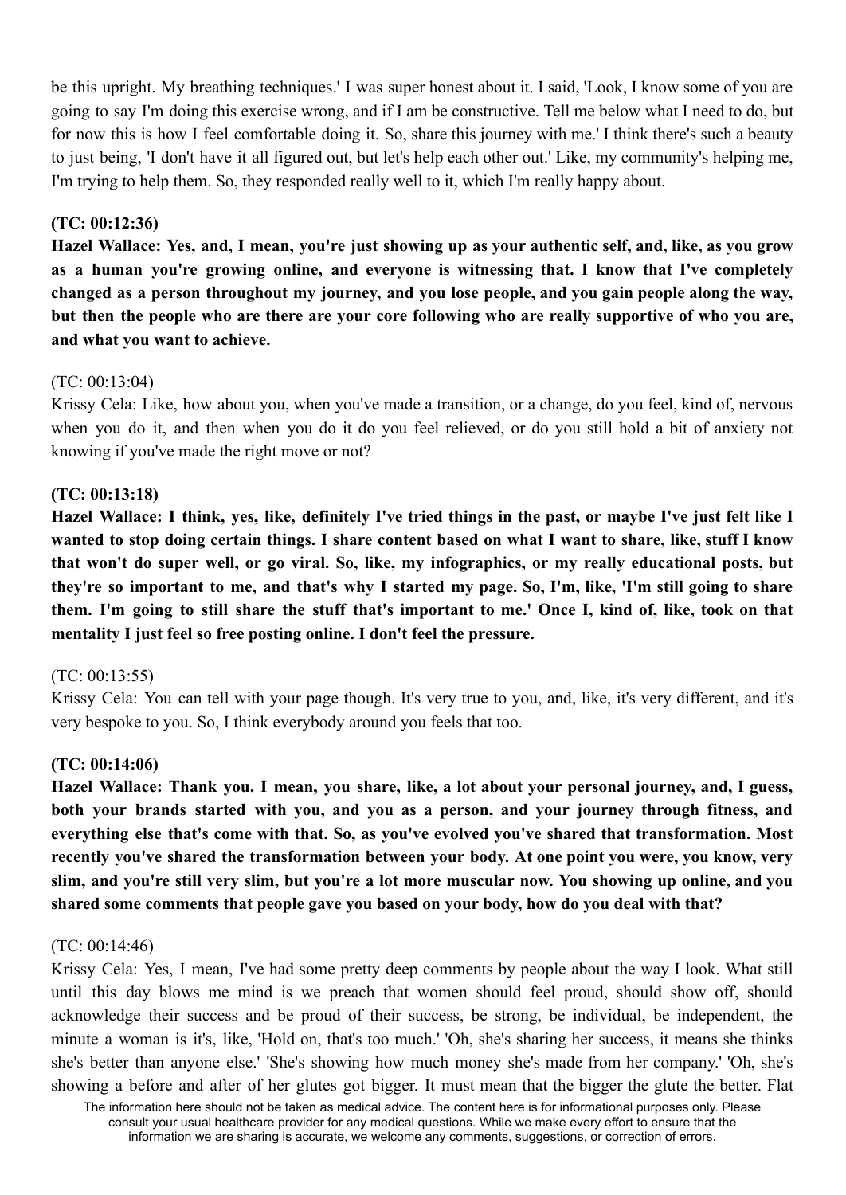be this upright. My breathing techniques.' I was super honest about it. I said, 'Look, I know some of you are going to say I'm doing this exercise wrong, and if I am be constructive. Tell me below what I need to do, but for now this is how I feel comfortable doing it. So, share this journey with me.' I think there's such a beauty to just being, 'I don't have it all figured out, but let's help each other out.' Like, my community's helping me, I'm trying to help them. So, they responded really well to it, which I'm really happy about.

**(TC: 00:12:36)**

**Hazel Wallace: Yes, and, I mean, you're just showing up as your authentic self, and, like, as you grow as a human you're growing online, and everyone is witnessing that. I know that I've completely changed as a person throughout my journey, and you lose people, and you gain people along the way, but then the people who are there are your core following who are really supportive of who you are, and what you want to achieve.**

(TC: 00:13:04)

Krissy Cela: Like, how about you, when you've made a transition, or a change, do you feel, kind of, nervous when you do it, and then when you do it do you feel relieved, or do you still hold a bit of anxiety not knowing if you've made the right move or not?

**(TC: 00:13:18)**

**Hazel Wallace: I think, yes, like, definitely I've tried things in the past, or maybe I've just felt like I wanted to stop doing certain things. I share content based on what I want to share, like, stuff I know that won't do super well, or go viral. So, like, my infographics, or my really educational posts, but they're so important to me, and that's why I started my page. So, I'm, like, 'I'm still going to share them. I'm going to still share the stuff that's important to me.' Once I, kind of, like, took on that mentality I just feel so free posting online. I don't feel the pressure.**

(TC: 00:13:55)

Krissy Cela: You can tell with your page though. It's very true to you, and, like, it's very different, and it's very bespoke to you. So, I think everybody around you feels that too.

**(TC: 00:14:06)**

**Hazel Wallace: Thank you. I mean, you share, like, a lot about your personal journey, and, I guess, both your brands started with you, and you as a person, and your journey through fitness, and everything else that's come with that. So, as you've evolved you've shared that transformation. Most recently you've shared the transformation between your body. At one point you were, you know, very slim, and you're still very slim, but you're a lot more muscular now. You showing up online, and you shared some comments that people gave you based on your body, how do you deal with that?**

(TC: 00:14:46)

Krissy Cela: Yes, I mean, I've had some pretty deep comments by people about the way I look. What still until this day blows me mind is we preach that women should feel proud, should show off, should acknowledge their success and be proud of their success, be strong, be individual, be independent, the minute a woman is it's, like, 'Hold on, that's too much.' 'Oh, she's sharing her success, it means she thinks she's better than anyone else.' 'She's showing how much money she's made from her company.' 'Oh, she's showing a before and after of her glutes got bigger. It must mean that the bigger the glute the better. Flat

The information here should not be taken as medical advice. The content here is for informational purposes only. Please consult your usual healthcare provider for any medical questions. While we make every effort to ensure that the information we are sharing is accurate, we welcome any comments, suggestions, or correction of errors.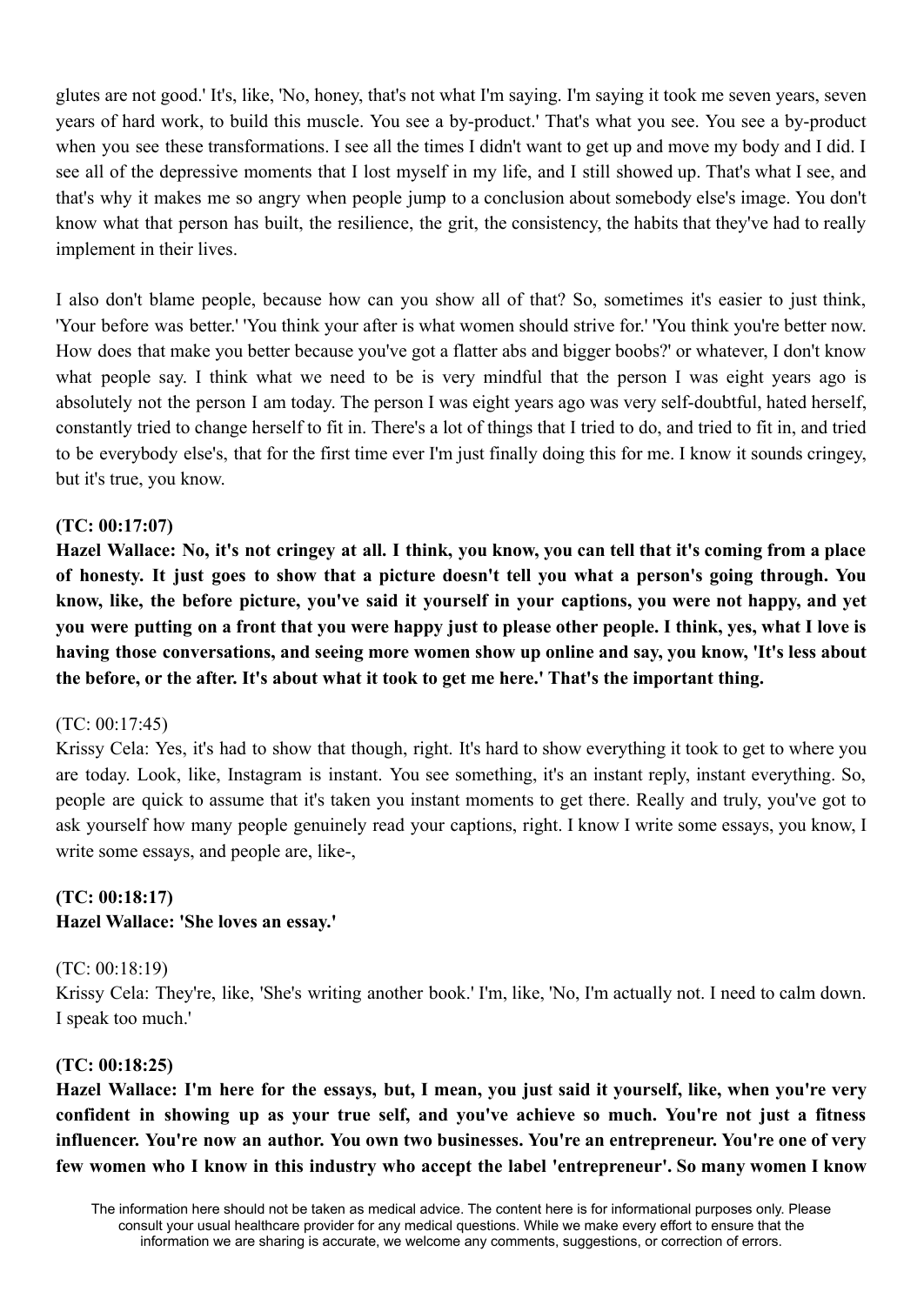glutes are not good.' It's, like, 'No, honey, that's not what I'm saying. I'm saying it took me seven years, seven years of hard work, to build this muscle. You see a by-product.' That's what you see. You see a by-product when you see these transformations. I see all the times I didn't want to get up and move my body and I did. I see all of the depressive moments that I lost myself in my life, and I still showed up. That's what I see, and that's why it makes me so angry when people jump to a conclusion about somebody else's image. You don't know what that person has built, the resilience, the grit, the consistency, the habits that they've had to really implement in their lives.

I also don't blame people, because how can you show all of that? So, sometimes it's easier to just think, 'Your before was better.' 'You think your after is what women should strive for.' 'You think you're better now. How does that make you better because you've got a flatter abs and bigger boobs?' or whatever, I don't know what people say. I think what we need to be is very mindful that the person I was eight years ago is absolutely not the person I am today. The person I was eight years ago was very self-doubtful, hated herself, constantly tried to change herself to fit in. There's a lot of things that I tried to do, and tried to fit in, and tried to be everybody else's, that for the first time ever I'm just finally doing this for me. I know it sounds cringey, but it's true, you know.

**(TC: 00:17:07)**
**Hazel Wallace: No, it's not cringey at all. I think, you know, you can tell that it's coming from a place of honesty. It just goes to show that a picture doesn't tell you what a person's going through. You know, like, the before picture, you've said it yourself in your captions, you were not happy, and yet you were putting on a front that you were happy just to please other people. I think, yes, what I love is having those conversations, and seeing more women show up online and say, you know, 'It's less about the before, or the after. It's about what it took to get me here.' That's the important thing.**

(TC: 00:17:45)
Krissy Cela: Yes, it's had to show that though, right. It's hard to show everything it took to get to where you are today. Look, like, Instagram is instant. You see something, it's an instant reply, instant everything. So, people are quick to assume that it's taken you instant moments to get there. Really and truly, you've got to ask yourself how many people genuinely read your captions, right. I know I write some essays, you know, I write some essays, and people are, like-,

**(TC: 00:18:17)**
**Hazel Wallace: 'She loves an essay.'**

(TC: 00:18:19)
Krissy Cela: They're, like, 'She's writing another book.' I'm, like, 'No, I'm actually not. I need to calm down. I speak too much.'

**(TC: 00:18:25)**
**Hazel Wallace: I'm here for the essays, but, I mean, you just said it yourself, like, when you're very confident in showing up as your true self, and you've achieve so much. You're not just a fitness influencer. You're now an author. You own two businesses. You're an entrepreneur. You're one of very few women who I know in this industry who accept the label 'entrepreneur'. So many women I know**

The information here should not be taken as medical advice. The content here is for informational purposes only. Please consult your usual healthcare provider for any medical questions. While we make every effort to ensure that the information we are sharing is accurate, we welcome any comments, suggestions, or correction of errors.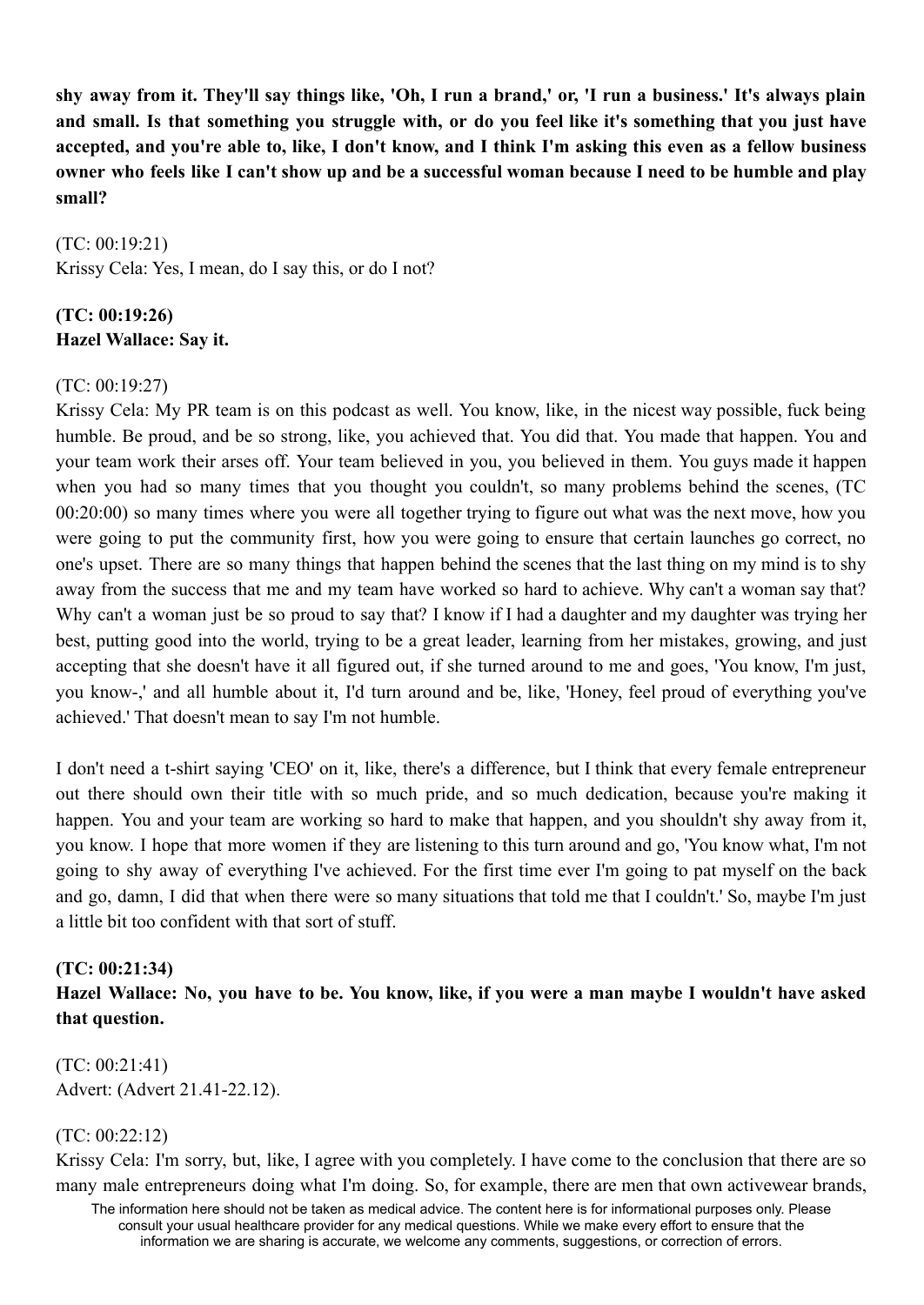**shy away from it. They'll say things like, 'Oh, I run a brand,' or, 'I run a business.' It's always plain and small. Is that something you struggle with, or do you feel like it's something that you just have accepted, and you're able to, like, I don't know, and I think I'm asking this even as a fellow business owner who feels like I can't show up and be a successful woman because I need to be humble and play small?**

(TC: 00:19:21)
Krissy Cela: Yes, I mean, do I say this, or do I not?

**(TC: 00:19:26)**
**Hazel Wallace: Say it.**

(TC: 00:19:27)
Krissy Cela: My PR team is on this podcast as well. You know, like, in the nicest way possible, fuck being humble. Be proud, and be so strong, like, you achieved that. You did that. You made that happen. You and your team work their arses off. Your team believed in you, you believed in them. You guys made it happen when you had so many times that you thought you couldn't, so many problems behind the scenes, (TC 00:20:00) so many times where you were all together trying to figure out what was the next move, how you were going to put the community first, how you were going to ensure that certain launches go correct, no one's upset. There are so many things that happen behind the scenes that the last thing on my mind is to shy away from the success that me and my team have worked so hard to achieve. Why can't a woman say that? Why can't a woman just be so proud to say that? I know if I had a daughter and my daughter was trying her best, putting good into the world, trying to be a great leader, learning from her mistakes, growing, and just accepting that she doesn't have it all figured out, if she turned around to me and goes, 'You know, I'm just, you know-,' and all humble about it, I'd turn around and be, like, 'Honey, feel proud of everything you've achieved.' That doesn't mean to say I'm not humble.

I don't need a t-shirt saying 'CEO' on it, like, there's a difference, but I think that every female entrepreneur out there should own their title with so much pride, and so much dedication, because you're making it happen. You and your team are working so hard to make that happen, and you shouldn't shy away from it, you know. I hope that more women if they are listening to this turn around and go, 'You know what, I'm not going to shy away of everything I've achieved. For the first time ever I'm going to pat myself on the back and go, damn, I did that when there were so many situations that told me that I couldn't.' So, maybe I'm just a little bit too confident with that sort of stuff.

**(TC: 00:21:34)**
**Hazel Wallace: No, you have to be. You know, like, if you were a man maybe I wouldn't have asked that question.**

(TC: 00:21:41)
Advert: (Advert 21.41-22.12).

(TC: 00:22:12)
Krissy Cela: I'm sorry, but, like, I agree with you completely. I have come to the conclusion that there are so many male entrepreneurs doing what I'm doing. So, for example, there are men that own activewear brands,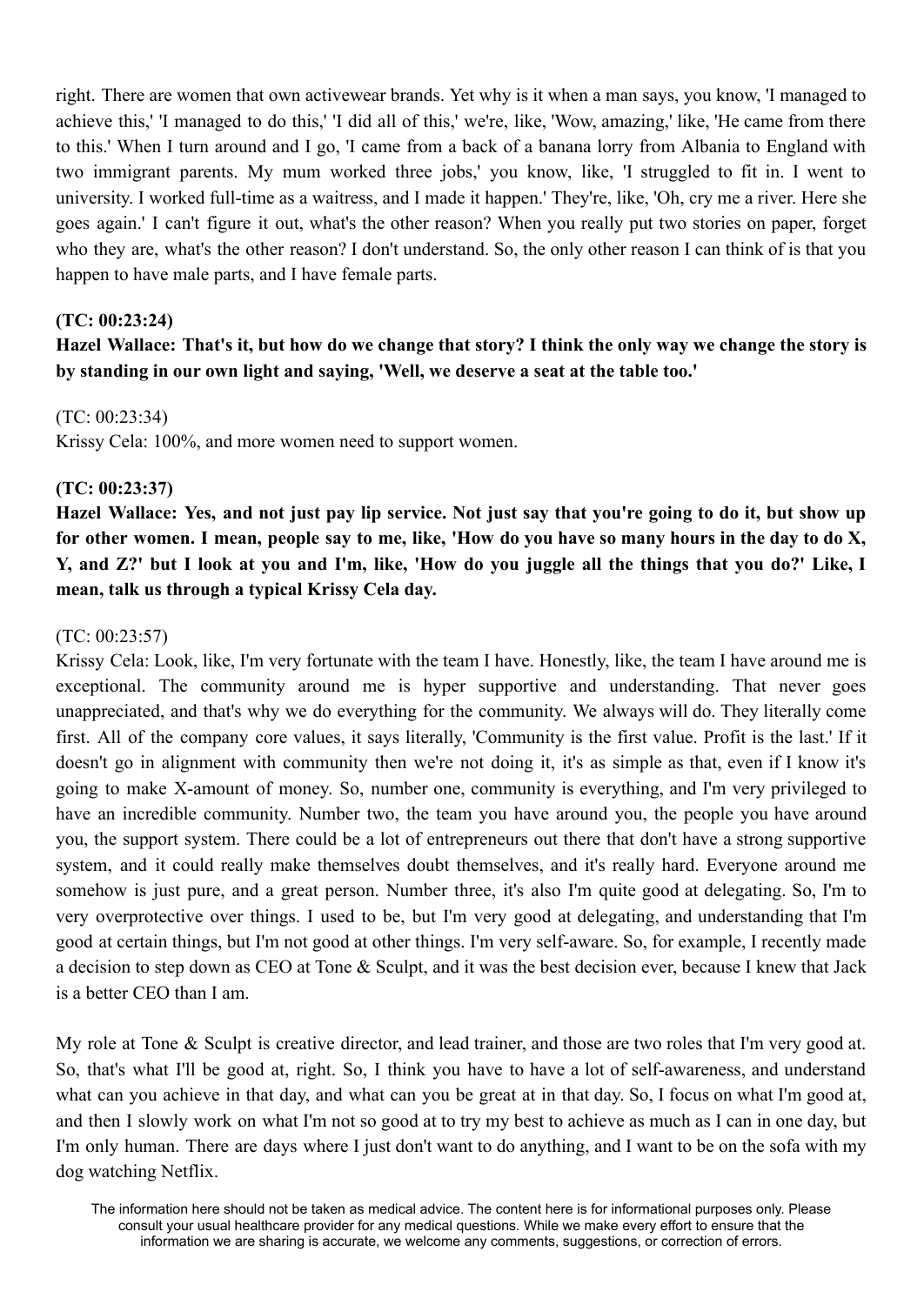right. There are women that own activewear brands. Yet why is it when a man says, you know, 'I managed to achieve this,' 'I managed to do this,' 'I did all of this,' we're, like, 'Wow, amazing,' like, 'He came from there to this.' When I turn around and I go, 'I came from a back of a banana lorry from Albania to England with two immigrant parents. My mum worked three jobs,' you know, like, 'I struggled to fit in. I went to university. I worked full-time as a waitress, and I made it happen.' They're, like, 'Oh, cry me a river. Here she goes again.' I can't figure it out, what's the other reason? When you really put two stories on paper, forget who they are, what's the other reason? I don't understand. So, the only other reason I can think of is that you happen to have male parts, and I have female parts.

**(TC: 00:23:24)**

**Hazel Wallace: That's it, but how do we change that story? I think the only way we change the story is by standing in our own light and saying, 'Well, we deserve a seat at the table too.'**

(TC: 00:23:34)

Krissy Cela: 100%, and more women need to support women.

**(TC: 00:23:37)**

**Hazel Wallace: Yes, and not just pay lip service. Not just say that you're going to do it, but show up for other women. I mean, people say to me, like, 'How do you have so many hours in the day to do X, Y, and Z?' but I look at you and I'm, like, 'How do you juggle all the things that you do?' Like, I mean, talk us through a typical Krissy Cela day.**

(TC: 00:23:57)

Krissy Cela: Look, like, I'm very fortunate with the team I have. Honestly, like, the team I have around me is exceptional. The community around me is hyper supportive and understanding. That never goes unappreciated, and that's why we do everything for the community. We always will do. They literally come first. All of the company core values, it says literally, 'Community is the first value. Profit is the last.' If it doesn't go in alignment with community then we're not doing it, it's as simple as that, even if I know it's going to make X-amount of money. So, number one, community is everything, and I'm very privileged to have an incredible community. Number two, the team you have around you, the people you have around you, the support system. There could be a lot of entrepreneurs out there that don't have a strong supportive system, and it could really make themselves doubt themselves, and it's really hard. Everyone around me somehow is just pure, and a great person. Number three, it's also I'm quite good at delegating. So, I'm to very overprotective over things. I used to be, but I'm very good at delegating, and understanding that I'm good at certain things, but I'm not good at other things. I'm very self-aware. So, for example, I recently made a decision to step down as CEO at Tone & Sculpt, and it was the best decision ever, because I knew that Jack is a better CEO than I am.

My role at Tone & Sculpt is creative director, and lead trainer, and those are two roles that I'm very good at. So, that's what I'll be good at, right. So, I think you have to have a lot of self-awareness, and understand what can you achieve in that day, and what can you be great at in that day. So, I focus on what I'm good at, and then I slowly work on what I'm not so good at to try my best to achieve as much as I can in one day, but I'm only human. There are days where I just don't want to do anything, and I want to be on the sofa with my dog watching Netflix.

The information here should not be taken as medical advice. The content here is for informational purposes only. Please consult your usual healthcare provider for any medical questions. While we make every effort to ensure that the information we are sharing is accurate, we welcome any comments, suggestions, or correction of errors.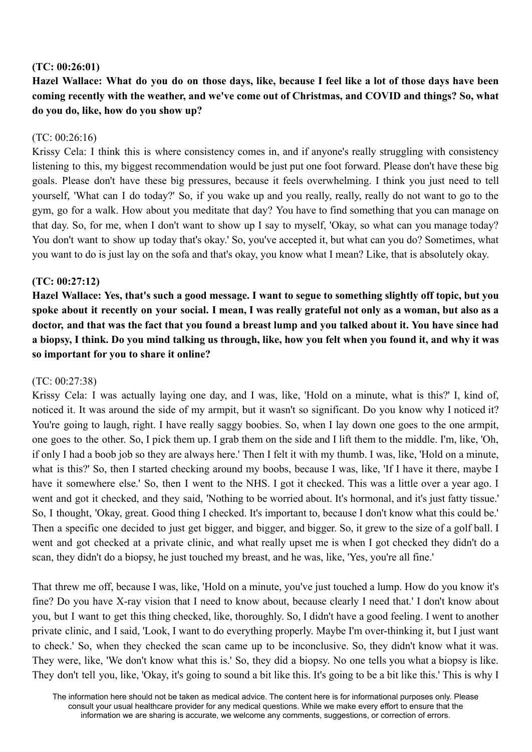**(TC: 00:26:01)**

**Hazel Wallace: What do you do on those days, like, because I feel like a lot of those days have been coming recently with the weather, and we've come out of Christmas, and COVID and things? So, what do you do, like, how do you show up?**

(TC: 00:26:16)

Krissy Cela: I think this is where consistency comes in, and if anyone's really struggling with consistency listening to this, my biggest recommendation would be just put one foot forward. Please don't have these big goals. Please don't have these big pressures, because it feels overwhelming. I think you just need to tell yourself, 'What can I do today?' So, if you wake up and you really, really, really do not want to go to the gym, go for a walk. How about you meditate that day? You have to find something that you can manage on that day. So, for me, when I don't want to show up I say to myself, 'Okay, so what can you manage today? You don't want to show up today that's okay.' So, you've accepted it, but what can you do? Sometimes, what you want to do is just lay on the sofa and that's okay, you know what I mean? Like, that is absolutely okay.

**(TC: 00:27:12)**

**Hazel Wallace: Yes, that's such a good message. I want to segue to something slightly off topic, but you spoke about it recently on your social. I mean, I was really grateful not only as a woman, but also as a doctor, and that was the fact that you found a breast lump and you talked about it. You have since had a biopsy, I think. Do you mind talking us through, like, how you felt when you found it, and why it was so important for you to share it online?**

(TC: 00:27:38)

Krissy Cela: I was actually laying one day, and I was, like, 'Hold on a minute, what is this?' I, kind of, noticed it. It was around the side of my armpit, but it wasn't so significant. Do you know why I noticed it? You're going to laugh, right. I have really saggy boobies. So, when I lay down one goes to the one armpit, one goes to the other. So, I pick them up. I grab them on the side and I lift them to the middle. I'm, like, 'Oh, if only I had a boob job so they are always here.' Then I felt it with my thumb. I was, like, 'Hold on a minute, what is this?' So, then I started checking around my boobs, because I was, like, 'If I have it there, maybe I have it somewhere else.' So, then I went to the NHS. I got it checked. This was a little over a year ago. I went and got it checked, and they said, 'Nothing to be worried about. It's hormonal, and it's just fatty tissue.' So, I thought, 'Okay, great. Good thing I checked. It's important to, because I don't know what this could be.' Then a specific one decided to just get bigger, and bigger, and bigger. So, it grew to the size of a golf ball. I went and got checked at a private clinic, and what really upset me is when I got checked they didn't do a scan, they didn't do a biopsy, he just touched my breast, and he was, like, 'Yes, you're all fine.'

That threw me off, because I was, like, 'Hold on a minute, you've just touched a lump. How do you know it's fine? Do you have X-ray vision that I need to know about, because clearly I need that.' I don't know about you, but I want to get this thing checked, like, thoroughly. So, I didn't have a good feeling. I went to another private clinic, and I said, 'Look, I want to do everything properly. Maybe I'm over-thinking it, but I just want to check.' So, when they checked the scan came up to be inconclusive. So, they didn't know what it was. They were, like, 'We don't know what this is.' So, they did a biopsy. No one tells you what a biopsy is like. They don't tell you, like, 'Okay, it's going to sound a bit like this. It's going to be a bit like this.' This is why I

The information here should not be taken as medical advice. The content here is for informational purposes only. Please consult your usual healthcare provider for any medical questions. While we make every effort to ensure that the information we are sharing is accurate, we welcome any comments, suggestions, or correction of errors.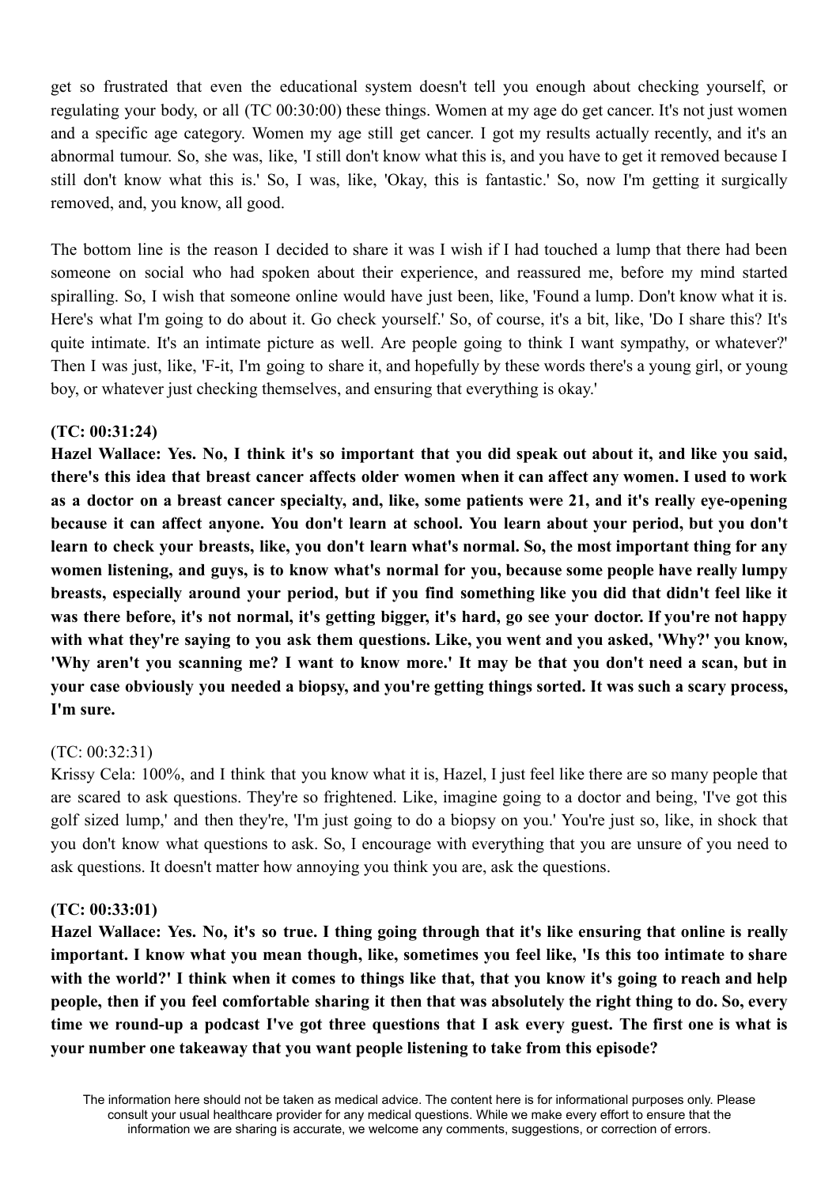get so frustrated that even the educational system doesn't tell you enough about checking yourself, or regulating your body, or all (TC 00:30:00) these things. Women at my age do get cancer. It's not just women and a specific age category. Women my age still get cancer. I got my results actually recently, and it's an abnormal tumour. So, she was, like, 'I still don't know what this is, and you have to get it removed because I still don't know what this is.' So, I was, like, 'Okay, this is fantastic.' So, now I'm getting it surgically removed, and, you know, all good.

The bottom line is the reason I decided to share it was I wish if I had touched a lump that there had been someone on social who had spoken about their experience, and reassured me, before my mind started spiralling. So, I wish that someone online would have just been, like, 'Found a lump. Don't know what it is. Here's what I'm going to do about it. Go check yourself.' So, of course, it's a bit, like, 'Do I share this? It's quite intimate. It's an intimate picture as well. Are people going to think I want sympathy, or whatever?' Then I was just, like, 'F-it, I'm going to share it, and hopefully by these words there's a young girl, or young boy, or whatever just checking themselves, and ensuring that everything is okay.'

**(TC: 00:31:24)**

**Hazel Wallace: Yes. No, I think it's so important that you did speak out about it, and like you said, there's this idea that breast cancer affects older women when it can affect any women. I used to work as a doctor on a breast cancer specialty, and, like, some patients were 21, and it's really eye-opening because it can affect anyone. You don't learn at school. You learn about your period, but you don't learn to check your breasts, like, you don't learn what's normal. So, the most important thing for any women listening, and guys, is to know what's normal for you, because some people have really lumpy breasts, especially around your period, but if you find something like you did that didn't feel like it was there before, it's not normal, it's getting bigger, it's hard, go see your doctor. If you're not happy with what they're saying to you ask them questions. Like, you went and you asked, 'Why?' you know, 'Why aren't you scanning me? I want to know more.' It may be that you don't need a scan, but in your case obviously you needed a biopsy, and you're getting things sorted. It was such a scary process, I'm sure.**

(TC: 00:32:31)

Krissy Cela: 100%, and I think that you know what it is, Hazel, I just feel like there are so many people that are scared to ask questions. They're so frightened. Like, imagine going to a doctor and being, 'I've got this golf sized lump,' and then they're, 'I'm just going to do a biopsy on you.' You're just so, like, in shock that you don't know what questions to ask. So, I encourage with everything that you are unsure of you need to ask questions. It doesn't matter how annoying you think you are, ask the questions.

**(TC: 00:33:01)**

**Hazel Wallace: Yes. No, it's so true. I thing going through that it's like ensuring that online is really important. I know what you mean though, like, sometimes you feel like, 'Is this too intimate to share with the world?' I think when it comes to things like that, that you know it's going to reach and help people, then if you feel comfortable sharing it then that was absolutely the right thing to do. So, every time we round-up a podcast I've got three questions that I ask every guest. The first one is what is your number one takeaway that you want people listening to take from this episode?**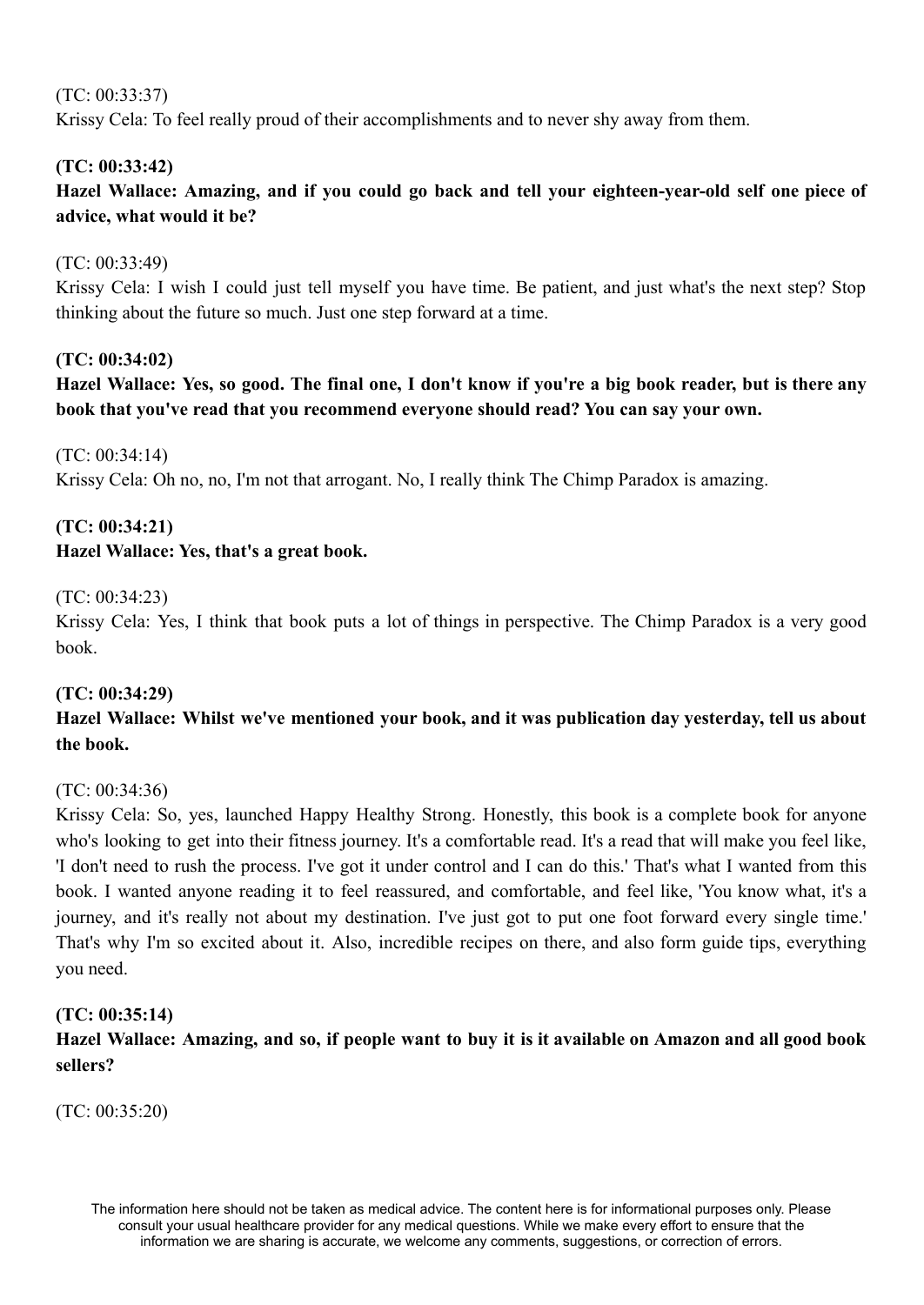(TC: 00:33:37)
Krissy Cela: To feel really proud of their accomplishments and to never shy away from them.

**(TC: 00:33:42)**
**Hazel Wallace: Amazing, and if you could go back and tell your eighteen-year-old self one piece of advice, what would it be?**

(TC: 00:33:49)
Krissy Cela: I wish I could just tell myself you have time. Be patient, and just what's the next step? Stop thinking about the future so much. Just one step forward at a time.

**(TC: 00:34:02)**
**Hazel Wallace: Yes, so good. The final one, I don't know if you're a big book reader, but is there any book that you've read that you recommend everyone should read? You can say your own.**

(TC: 00:34:14)
Krissy Cela: Oh no, no, I'm not that arrogant. No, I really think The Chimp Paradox is amazing.

**(TC: 00:34:21)**
**Hazel Wallace: Yes, that's a great book.**

(TC: 00:34:23)
Krissy Cela: Yes, I think that book puts a lot of things in perspective. The Chimp Paradox is a very good book.

**(TC: 00:34:29)**
**Hazel Wallace: Whilst we've mentioned your book, and it was publication day yesterday, tell us about the book.**

(TC: 00:34:36)
Krissy Cela: So, yes, launched Happy Healthy Strong. Honestly, this book is a complete book for anyone who's looking to get into their fitness journey. It's a comfortable read. It's a read that will make you feel like, 'I don't need to rush the process. I've got it under control and I can do this.' That's what I wanted from this book. I wanted anyone reading it to feel reassured, and comfortable, and feel like, 'You know what, it's a journey, and it's really not about my destination. I've just got to put one foot forward every single time.' That's why I'm so excited about it. Also, incredible recipes on there, and also form guide tips, everything you need.

**(TC: 00:35:14)**
**Hazel Wallace: Amazing, and so, if people want to buy it is it available on Amazon and all good book sellers?**

(TC: 00:35:20)

The information here should not be taken as medical advice. The content here is for informational purposes only. Please consult your usual healthcare provider for any medical questions. While we make every effort to ensure that the information we are sharing is accurate, we welcome any comments, suggestions, or correction of errors.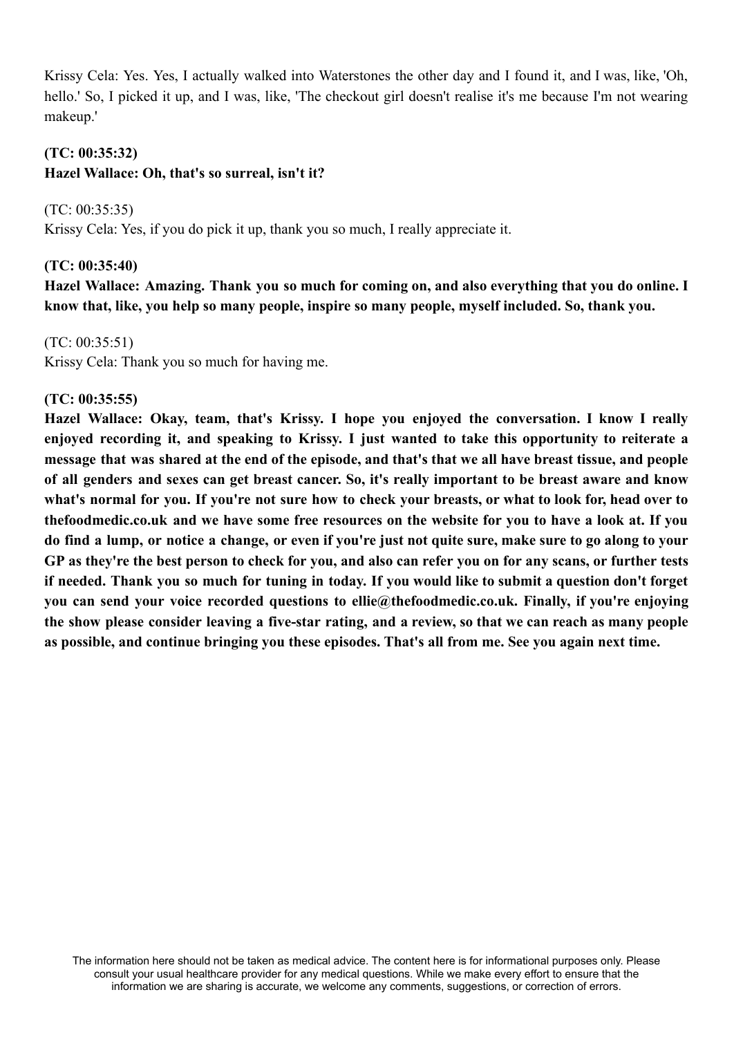Krissy Cela: Yes. Yes, I actually walked into Waterstones the other day and I found it, and I was, like, 'Oh, hello.' So, I picked it up, and I was, like, 'The checkout girl doesn't realise it's me because I'm not wearing makeup.'

**(TC: 00:35:32)**
**Hazel Wallace: Oh, that's so surreal, isn't it?**

(TC: 00:35:35)
Krissy Cela: Yes, if you do pick it up, thank you so much, I really appreciate it.

**(TC: 00:35:40)**
**Hazel Wallace: Amazing. Thank you so much for coming on, and also everything that you do online. I know that, like, you help so many people, inspire so many people, myself included. So, thank you.**

(TC: 00:35:51)
Krissy Cela: Thank you so much for having me.

**(TC: 00:35:55)**
**Hazel Wallace: Okay, team, that's Krissy. I hope you enjoyed the conversation. I know I really enjoyed recording it, and speaking to Krissy. I just wanted to take this opportunity to reiterate a message that was shared at the end of the episode, and that's that we all have breast tissue, and people of all genders and sexes can get breast cancer. So, it's really important to be breast aware and know what's normal for you. If you're not sure how to check your breasts, or what to look for, head over to thefoodmedic.co.uk and we have some free resources on the website for you to have a look at. If you do find a lump, or notice a change, or even if you're just not quite sure, make sure to go along to your GP as they're the best person to check for you, and also can refer you on for any scans, or further tests if needed. Thank you so much for tuning in today. If you would like to submit a question don't forget you can send your voice recorded questions to ellie@thefoodmedic.co.uk. Finally, if you're enjoying the show please consider leaving a five-star rating, and a review, so that we can reach as many people as possible, and continue bringing you these episodes. That's all from me. See you again next time.**

The information here should not be taken as medical advice. The content here is for informational purposes only. Please consult your usual healthcare provider for any medical questions. While we make every effort to ensure that the information we are sharing is accurate, we welcome any comments, suggestions, or correction of errors.